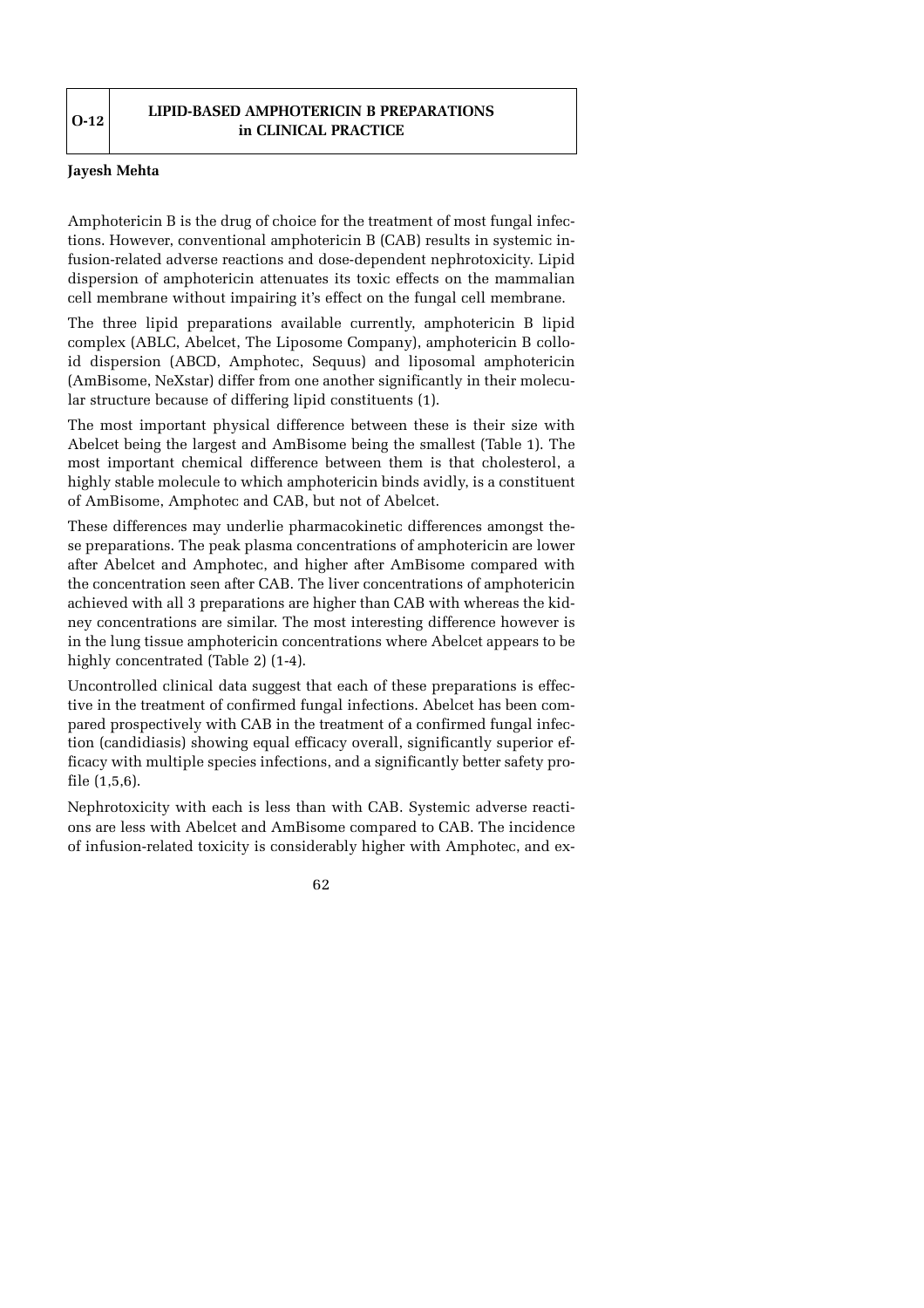| O-12 | LIPID-BASED AMPHOTERICIN B PREPARATIONS in CLINICAL PRACTICE |
|---|---|

**Jayesh Mehta**

Amphotericin B is the drug of choice for the treatment of most fungal infections. However, conventional amphotericin B (CAB) results in systemic infusion-related adverse reactions and dose-dependent nephrotoxicity. Lipid dispersion of amphotericin attenuates its toxic effects on the mammalian cell membrane without impairing it's effect on the fungal cell membrane.

The three lipid preparations available currently, amphotericin B lipid complex (ABLC, Abelcet, The Liposome Company), amphotericin B colloid dispersion (ABCD, Amphotec, Sequus) and liposomal amphotericin (AmBisome, NeXstar) differ from one another significantly in their molecular structure because of differing lipid constituents (1).

The most important physical difference between these is their size with Abelcet being the largest and AmBisome being the smallest (Table 1). The most important chemical difference between them is that cholesterol, a highly stable molecule to which amphotericin binds avidly, is a constituent of AmBisome, Amphotec and CAB, but not of Abelcet.

These differences may underlie pharmacokinetic differences amongst these preparations. The peak plasma concentrations of amphotericin are lower after Abelcet and Amphotec, and higher after AmBisome compared with the concentration seen after CAB. The liver concentrations of amphotericin achieved with all 3 preparations are higher than CAB with whereas the kidney concentrations are similar. The most interesting difference however is in the lung tissue amphotericin concentrations where Abelcet appears to be highly concentrated (Table 2) (1-4).

Uncontrolled clinical data suggest that each of these preparations is effective in the treatment of confirmed fungal infections. Abelcet has been compared prospectively with CAB in the treatment of a confirmed fungal infection (candidiasis) showing equal efficacy overall, significantly superior efficacy with multiple species infections, and a significantly better safety profile (1,5,6).

Nephrotoxicity with each is less than with CAB. Systemic adverse reactions are less with Abelcet and AmBisome compared to CAB. The incidence of infusion-related toxicity is considerably higher with Amphotec, and ex-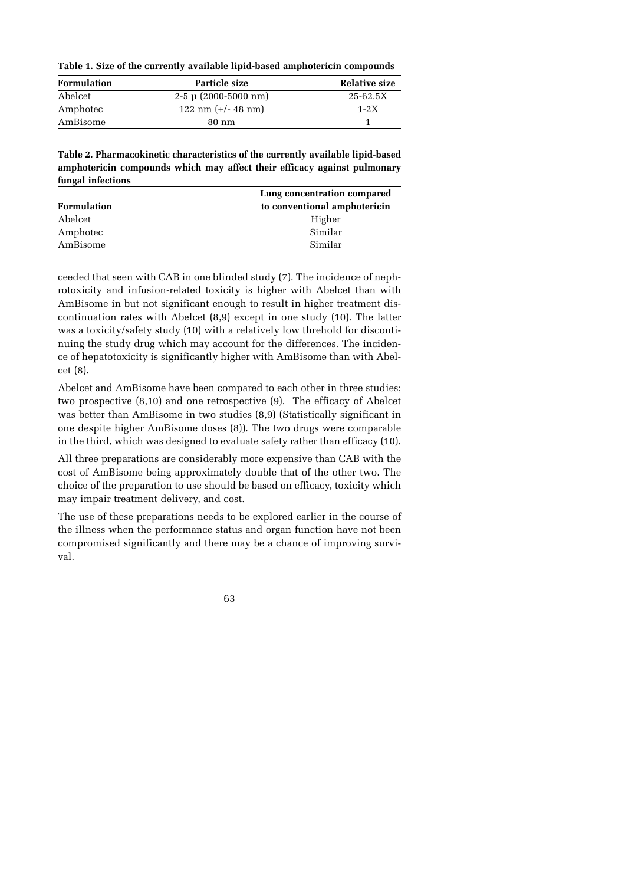**Table 1. Size of the currently available lipid-based amphotericin compounds**

| Formulation | Particle size | Relative size |
| --- | --- | --- |
| Abelcet | 2-5 µ (2000-5000 nm) | 25-62.5X |
| Amphotec | 122 nm (+/- 48 nm) | 1-2X |
| AmBisome | 80 nm | 1 |

**Table 2. Pharmacokinetic characteristics of the currently available lipid-based amphotericin compounds which may affect their efficacy against pulmonary fungal infections**

| Formulation | Lung concentration compared to conventional amphotericin |
| --- | --- |
| Abelcet | Higher |
| Amphotec | Similar |
| AmBisome | Similar |

ceeded that seen with CAB in one blinded study (7). The incidence of nephrotoxicity and infusion-related toxicity is higher with Abelcet than with AmBisome in but not significant enough to result in higher treatment discontinuation rates with Abelcet (8,9) except in one study (10). The latter was a toxicity/safety study (10) with a relatively low threhold for discontinuing the study drug which may account for the differences. The incidence of hepatotoxicity is significantly higher with AmBisome than with Abelcet (8).

Abelcet and AmBisome have been compared to each other in three studies; two prospective (8,10) and one retrospective (9). The efficacy of Abelcet was better than AmBisome in two studies (8,9) (Statistically significant in one despite higher AmBisome doses (8)). The two drugs were comparable in the third, which was designed to evaluate safety rather than efficacy (10).

All three preparations are considerably more expensive than CAB with the cost of AmBisome being approximately double that of the other two. The choice of the preparation to use should be based on efficacy, toxicity which may impair treatment delivery, and cost.

The use of these preparations needs to be explored earlier in the course of the illness when the performance status and organ function have not been compromised significantly and there may be a chance of improving survival.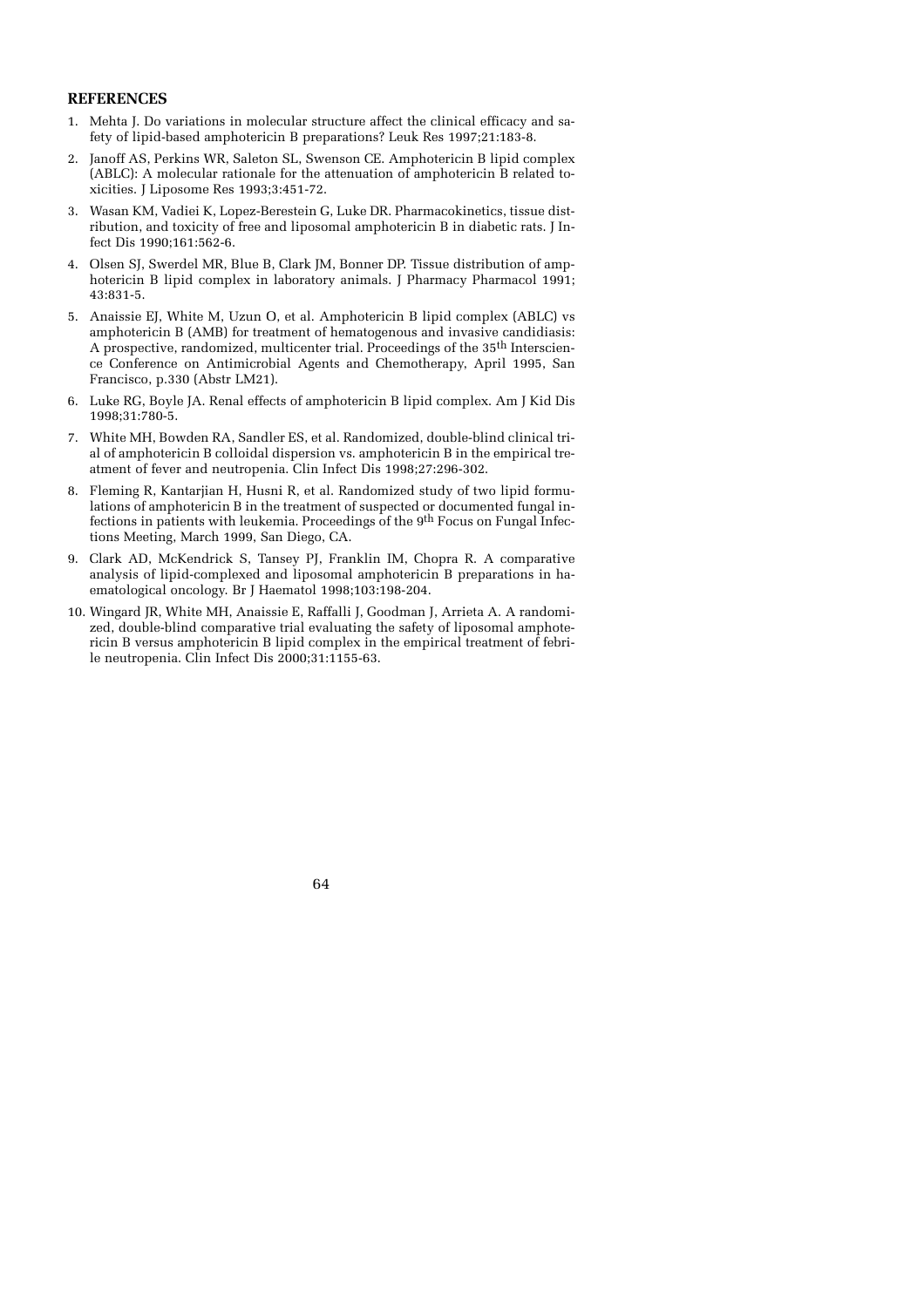## REFERENCES

1. Mehta J. Do variations in molecular structure affect the clinical efficacy and safety of lipid-based amphotericin B preparations? Leuk Res 1997;21:183-8.
2. Janoff AS, Perkins WR, Saleton SL, Swenson CE. Amphotericin B lipid complex (ABLC): A molecular rationale for the attenuation of amphotericin B related toxicities. J Liposome Res 1993;3:451-72.
3. Wasan KM, Vadiei K, Lopez-Berestein G, Luke DR. Pharmacokinetics, tissue distribution, and toxicity of free and liposomal amphotericin B in diabetic rats. J Infect Dis 1990;161:562-6.
4. Olsen SJ, Swerdel MR, Blue B, Clark JM, Bonner DP. Tissue distribution of amphotericin B lipid complex in laboratory animals. J Pharmacy Pharmacol 1991; 43:831-5.
5. Anaissie EJ, White M, Uzun O, et al. Amphotericin B lipid complex (ABLC) vs amphotericin B (AMB) for treatment of hematogenous and invasive candidiasis: A prospective, randomized, multicenter trial. Proceedings of the 35th Interscience Conference on Antimicrobial Agents and Chemotherapy, April 1995, San Francisco, p.330 (Abstr LM21).
6. Luke RG, Boyle JA. Renal effects of amphotericin B lipid complex. Am J Kid Dis 1998;31:780-5.
7. White MH, Bowden RA, Sandler ES, et al. Randomized, double-blind clinical trial of amphotericin B colloidal dispersion vs. amphotericin B in the empirical treatment of fever and neutropenia. Clin Infect Dis 1998;27:296-302.
8. Fleming R, Kantarjian H, Husni R, et al. Randomized study of two lipid formulations of amphotericin B in the treatment of suspected or documented fungal infections in patients with leukemia. Proceedings of the 9th Focus on Fungal Infections Meeting, March 1999, San Diego, CA.
9. Clark AD, McKendrick S, Tansey PJ, Franklin IM, Chopra R. A comparative analysis of lipid-complexed and liposomal amphotericin B preparations in haematological oncology. Br J Haematol 1998;103:198-204.
10. Wingard JR, White MH, Anaissie E, Raffalli J, Goodman J, Arrieta A. A randomized, double-blind comparative trial evaluating the safety of liposomal amphotericin B versus amphotericin B lipid complex in the empirical treatment of febrile neutropenia. Clin Infect Dis 2000;31:1155-63.